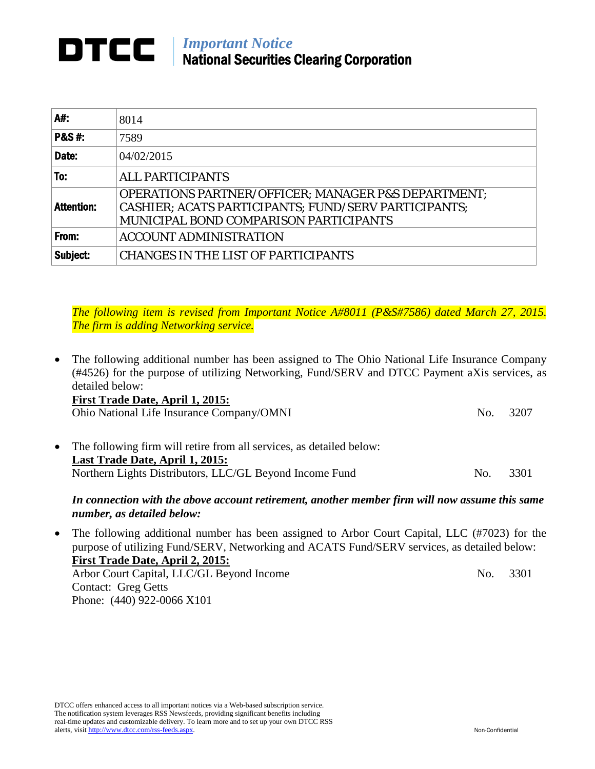# DTCC

*Important Notice*
**National Securities Clearing Corporation**

| | |
|---|---|
| **A#:** | 8014 |
| **P&S #:** | 7589 |
| **Date:** | 04/02/2015 |
| **To:** | ALL PARTICIPANTS |
| **Attention:** | OPERATIONS PARTNER/OFFICER; MANAGER P&S DEPARTMENT; CASHIER; ACATS PARTICIPANTS; FUND/SERV PARTICIPANTS; MUNICIPAL BOND COMPARISON PARTICIPANTS |
| **From:** | ACCOUNT ADMINISTRATION |
| **Subject:** | CHANGES IN THE LIST OF PARTICIPANTS |

*The following item is revised from Important Notice A#8011 (P&S#7586) dated March 27, 2015. The firm is adding Networking service.*

- The following additional number has been assigned to The Ohio National Life Insurance Company (#4526) for the purpose of utilizing Networking, Fund/SERV and DTCC Payment aXis services, as detailed below:
  **First Trade Date, April 1, 2015:**
  Ohio National Life Insurance Company/OMNI — No. 3207

- The following firm will retire from all services, as detailed below:
  **Last Trade Date, April 1, 2015:**
  Northern Lights Distributors, LLC/GL Beyond Income Fund — No. 3301

***In connection with the above account retirement, another member firm will now assume this same number, as detailed below:***

- The following additional number has been assigned to Arbor Court Capital, LLC (#7023) for the purpose of utilizing Fund/SERV, Networking and ACATS Fund/SERV services, as detailed below:
  **First Trade Date, April 2, 2015:**
  Arbor Court Capital, LLC/GL Beyond Income — No. 3301
  Contact: Greg Getts
  Phone: (440) 922-0066 X101

DTCC offers enhanced access to all important notices via a Web-based subscription service. The notification system leverages RSS Newsfeeds, providing significant benefits including real-time updates and customizable delivery. To learn more and to set up your own DTCC RSS alerts, visit http://www.dtcc.com/rss-feeds.aspx.

Non-Confidential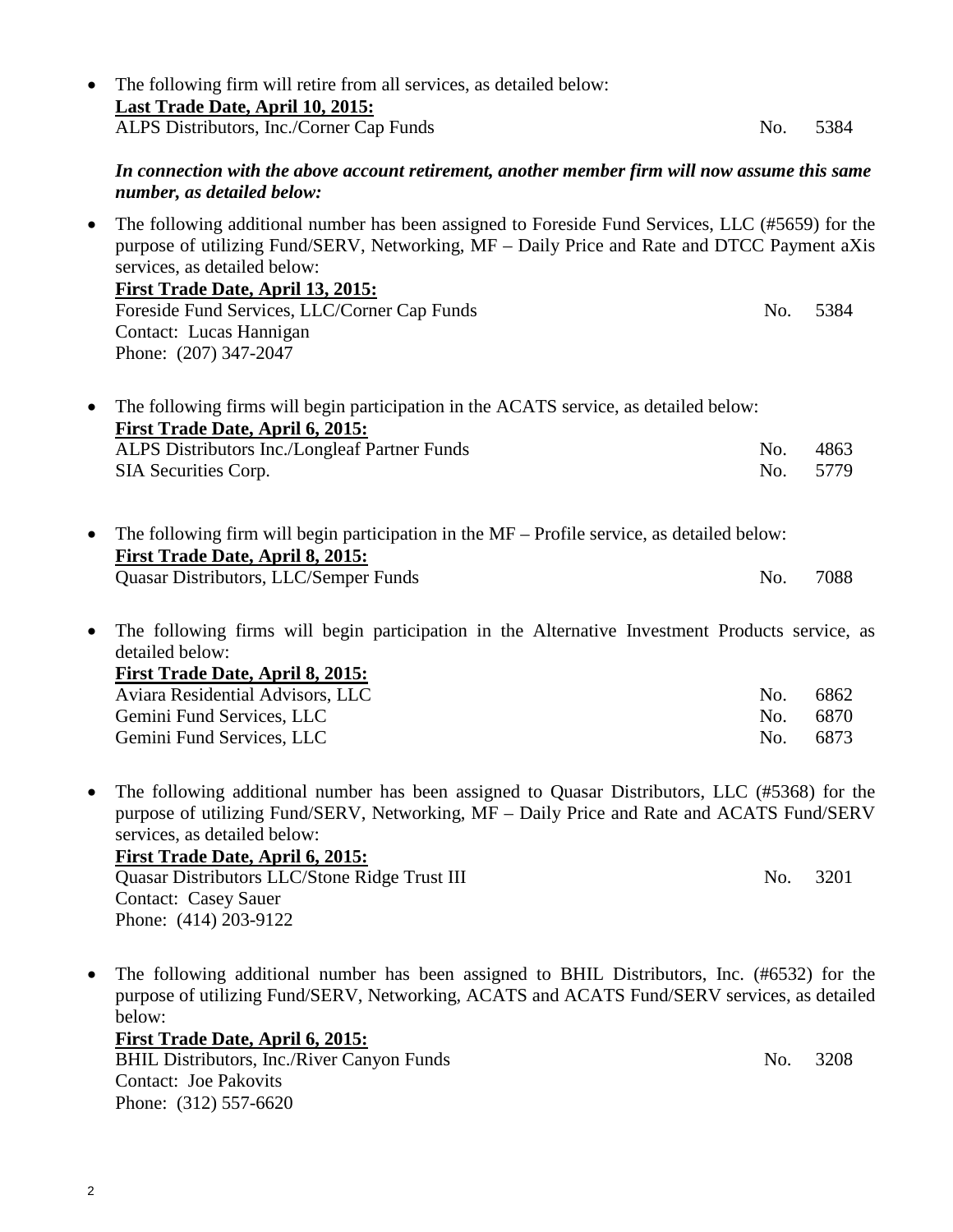- The following firm will retire from all services, as detailed below:
  **Last Trade Date, April 10, 2015:**
  ALPS Distributors, Inc./Corner Cap Funds No. 5384

  ***In connection with the above account retirement, another member firm will now assume this same number, as detailed below:***

- The following additional number has been assigned to Foreside Fund Services, LLC (#5659) for the purpose of utilizing Fund/SERV, Networking, MF – Daily Price and Rate and DTCC Payment aXis services, as detailed below:
  **First Trade Date, April 13, 2015:**
  Foreside Fund Services, LLC/Corner Cap Funds No. 5384
  Contact: Lucas Hannigan
  Phone: (207) 347-2047

- The following firms will begin participation in the ACATS service, as detailed below:
  **First Trade Date, April 6, 2015:**
  ALPS Distributors Inc./Longleaf Partner Funds No. 4863
  SIA Securities Corp. No. 5779

- The following firm will begin participation in the MF – Profile service, as detailed below:
  **First Trade Date, April 8, 2015:**
  Quasar Distributors, LLC/Semper Funds No. 7088

- The following firms will begin participation in the Alternative Investment Products service, as detailed below:
  **First Trade Date, April 8, 2015:**
  Aviara Residential Advisors, LLC No. 6862
  Gemini Fund Services, LLC No. 6870
  Gemini Fund Services, LLC No. 6873

- The following additional number has been assigned to Quasar Distributors, LLC (#5368) for the purpose of utilizing Fund/SERV, Networking, MF – Daily Price and Rate and ACATS Fund/SERV services, as detailed below:
  **First Trade Date, April 6, 2015:**
  Quasar Distributors LLC/Stone Ridge Trust III No. 3201
  Contact: Casey Sauer
  Phone: (414) 203-9122

- The following additional number has been assigned to BHIL Distributors, Inc. (#6532) for the purpose of utilizing Fund/SERV, Networking, ACATS and ACATS Fund/SERV services, as detailed below:
  **First Trade Date, April 6, 2015:**
  BHIL Distributors, Inc./River Canyon Funds No. 3208
  Contact: Joe Pakovits
  Phone: (312) 557-6620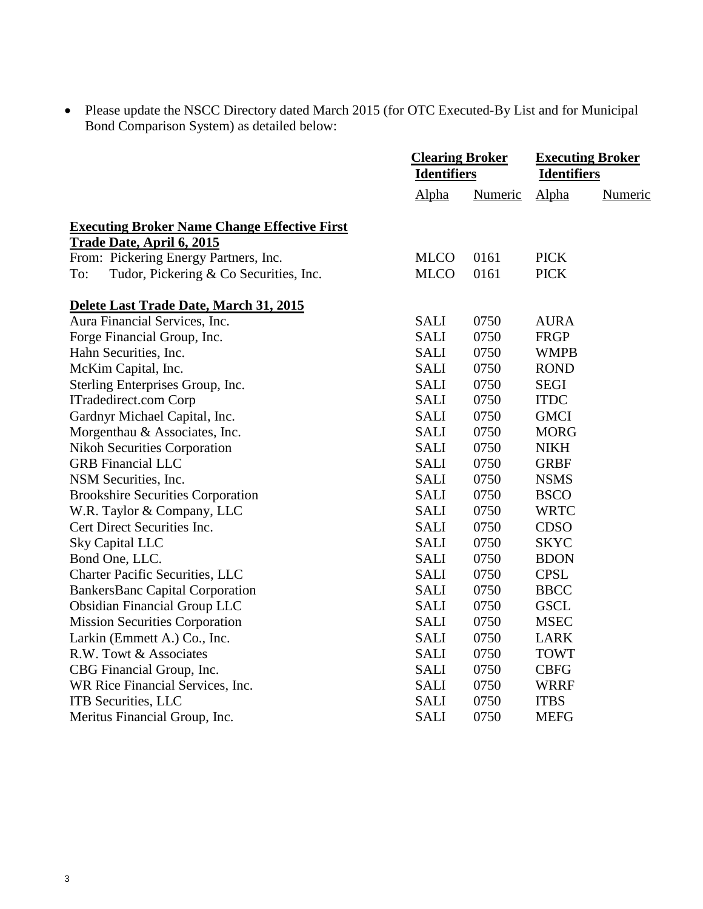- Please update the NSCC Directory dated March 2015 (for OTC Executed-By List and for Municipal Bond Comparison System) as detailed below:

| | Clearing Broker Identifiers | | Executing Broker Identifiers | |
|---|---|---|---|---|
| | Alpha | Numeric | Alpha | Numeric |
| **Executing Broker Name Change Effective First Trade Date, April 6, 2015** | | | | |
| From: Pickering Energy Partners, Inc. | MLCO | 0161 | PICK | |
| To: Tudor, Pickering & Co Securities, Inc. | MLCO | 0161 | PICK | |
| **Delete Last Trade Date, March 31, 2015** | | | | |
| Aura Financial Services, Inc. | SALI | 0750 | AURA | |
| Forge Financial Group, Inc. | SALI | 0750 | FRGP | |
| Hahn Securities, Inc. | SALI | 0750 | WMPB | |
| McKim Capital, Inc. | SALI | 0750 | ROND | |
| Sterling Enterprises Group, Inc. | SALI | 0750 | SEGI | |
| ITradedirect.com Corp | SALI | 0750 | ITDC | |
| Gardnyr Michael Capital, Inc. | SALI | 0750 | GMCI | |
| Morgenthau & Associates, Inc. | SALI | 0750 | MORG | |
| Nikoh Securities Corporation | SALI | 0750 | NIKH | |
| GRB Financial LLC | SALI | 0750 | GRBF | |
| NSM Securities, Inc. | SALI | 0750 | NSMS | |
| Brookshire Securities Corporation | SALI | 0750 | BSCO | |
| W.R. Taylor & Company, LLC | SALI | 0750 | WRTC | |
| Cert Direct Securities Inc. | SALI | 0750 | CDSO | |
| Sky Capital LLC | SALI | 0750 | SKYC | |
| Bond One, LLC. | SALI | 0750 | BDON | |
| Charter Pacific Securities, LLC | SALI | 0750 | CPSL | |
| BankersBanc Capital Corporation | SALI | 0750 | BBCC | |
| Obsidian Financial Group LLC | SALI | 0750 | GSCL | |
| Mission Securities Corporation | SALI | 0750 | MSEC | |
| Larkin (Emmett A.) Co., Inc. | SALI | 0750 | LARK | |
| R.W. Towt & Associates | SALI | 0750 | TOWT | |
| CBG Financial Group, Inc. | SALI | 0750 | CBFG | |
| WR Rice Financial Services, Inc. | SALI | 0750 | WRRF | |
| ITB Securities, LLC | SALI | 0750 | ITBS | |
| Meritus Financial Group, Inc. | SALI | 0750 | MEFG | |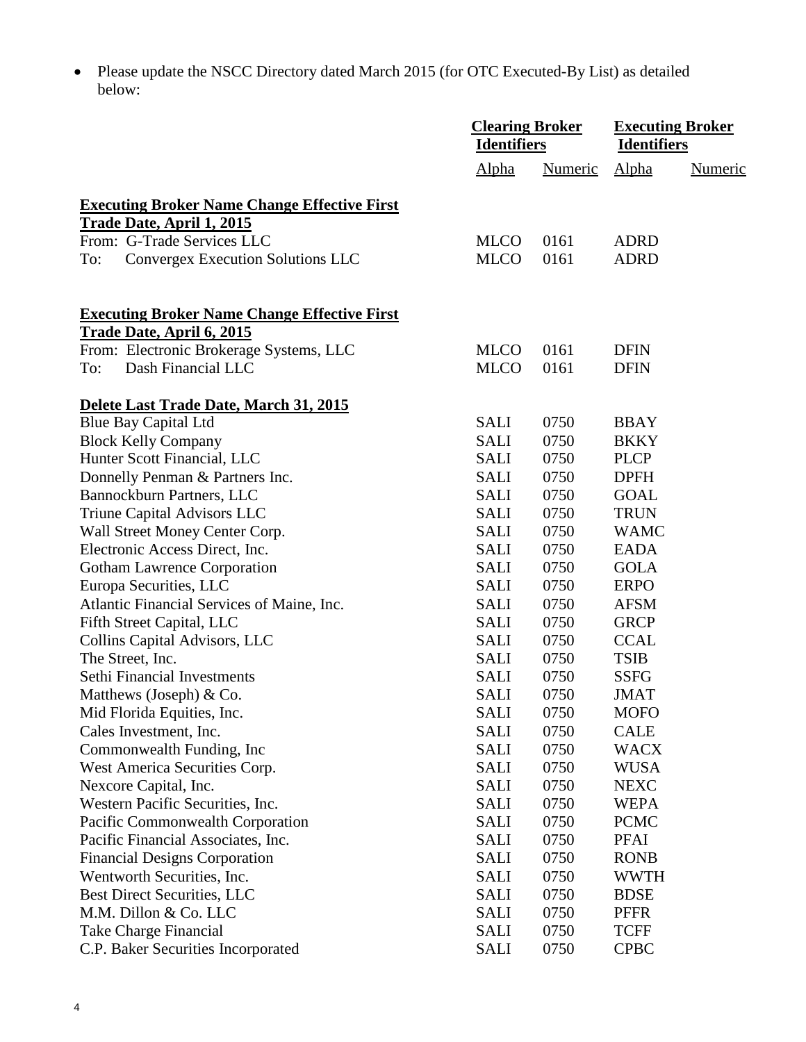- Please update the NSCC Directory dated March 2015 (for OTC Executed-By List) as detailed below:

| | Clearing Broker Identifiers | | Executing Broker Identifiers | |
|---|---|---|---|---|
| | Alpha | Numeric | Alpha | Numeric |
| **Executing Broker Name Change Effective First Trade Date, April 1, 2015** | | | | |
| From: G-Trade Services LLC | MLCO | 0161 | ADRD | |
| To: Convergex Execution Solutions LLC | MLCO | 0161 | ADRD | |
| **Executing Broker Name Change Effective First Trade Date, April 6, 2015** | | | | |
| From: Electronic Brokerage Systems, LLC | MLCO | 0161 | DFIN | |
| To: Dash Financial LLC | MLCO | 0161 | DFIN | |
| **Delete Last Trade Date, March 31, 2015** | | | | |
| Blue Bay Capital Ltd | SALI | 0750 | BBAY | |
| Block Kelly Company | SALI | 0750 | BKKY | |
| Hunter Scott Financial, LLC | SALI | 0750 | PLCP | |
| Donnelly Penman & Partners Inc. | SALI | 0750 | DPFH | |
| Bannockburn Partners, LLC | SALI | 0750 | GOAL | |
| Triune Capital Advisors LLC | SALI | 0750 | TRUN | |
| Wall Street Money Center Corp. | SALI | 0750 | WAMC | |
| Electronic Access Direct, Inc. | SALI | 0750 | EADA | |
| Gotham Lawrence Corporation | SALI | 0750 | GOLA | |
| Europa Securities, LLC | SALI | 0750 | ERPO | |
| Atlantic Financial Services of Maine, Inc. | SALI | 0750 | AFSM | |
| Fifth Street Capital, LLC | SALI | 0750 | GRCP | |
| Collins Capital Advisors, LLC | SALI | 0750 | CCAL | |
| The Street, Inc. | SALI | 0750 | TSIB | |
| Sethi Financial Investments | SALI | 0750 | SSFG | |
| Matthews (Joseph) & Co. | SALI | 0750 | JMAT | |
| Mid Florida Equities, Inc. | SALI | 0750 | MOFO | |
| Cales Investment, Inc. | SALI | 0750 | CALE | |
| Commonwealth Funding, Inc | SALI | 0750 | WACX | |
| West America Securities Corp. | SALI | 0750 | WUSA | |
| Nexcore Capital, Inc. | SALI | 0750 | NEXC | |
| Western Pacific Securities, Inc. | SALI | 0750 | WEPA | |
| Pacific Commonwealth Corporation | SALI | 0750 | PCMC | |
| Pacific Financial Associates, Inc. | SALI | 0750 | PFAI | |
| Financial Designs Corporation | SALI | 0750 | RONB | |
| Wentworth Securities, Inc. | SALI | 0750 | WWTH | |
| Best Direct Securities, LLC | SALI | 0750 | BDSE | |
| M.M. Dillon & Co. LLC | SALI | 0750 | PFFR | |
| Take Charge Financial | SALI | 0750 | TCFF | |
| C.P. Baker Securities Incorporated | SALI | 0750 | CPBC | |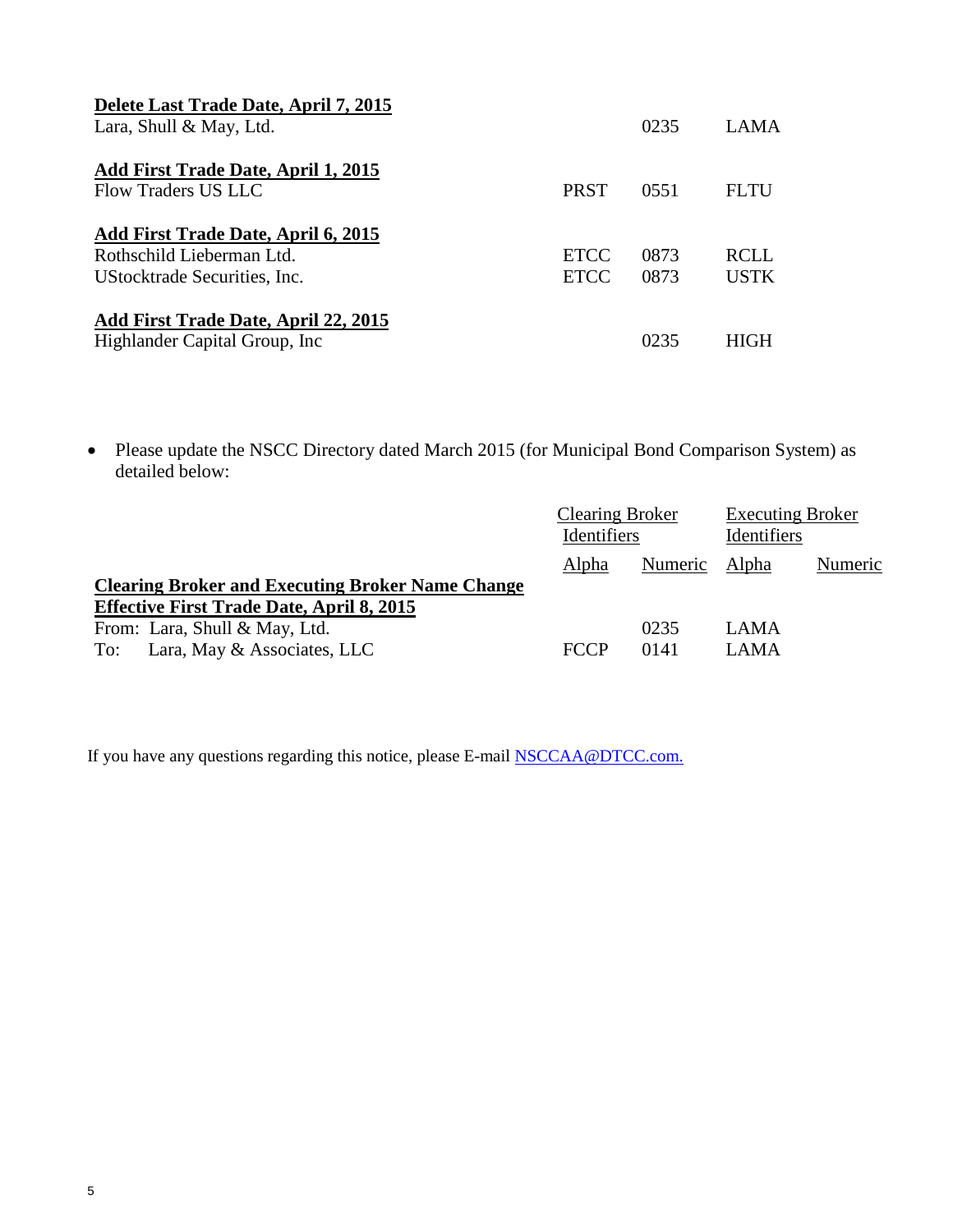| | | | |
|---|---|---|---|
| **Delete Last Trade Date, April 7, 2015** | | | |
| Lara, Shull & May, Ltd. | | 0235 | LAMA |
| **Add First Trade Date, April 1, 2015** | | | |
| Flow Traders US LLC | PRST | 0551 | FLTU |
| **Add First Trade Date, April 6, 2015** | | | |
| Rothschild Lieberman Ltd. | ETCC | 0873 | RCLL |
| UStocktrade Securities, Inc. | ETCC | 0873 | USTK |
| **Add First Trade Date, April 22, 2015** | | | |
| Highlander Capital Group, Inc | | 0235 | HIGH |

- Please update the NSCC Directory dated March 2015 (for Municipal Bond Comparison System) as detailed below:

| | Clearing Broker Identifiers | | Executing Broker Identifiers | |
|---|---|---|---|---|
| | Alpha | Numeric | Alpha | Numeric |
| **Clearing Broker and Executing Broker Name Change Effective First Trade Date, April 8, 2015** | | | | |
| From: Lara, Shull & May, Ltd. | | 0235 | LAMA | |
| To: Lara, May & Associates, LLC | FCCP | 0141 | LAMA | |

If you have any questions regarding this notice, please E-mail NSCCAA@DTCC.com.